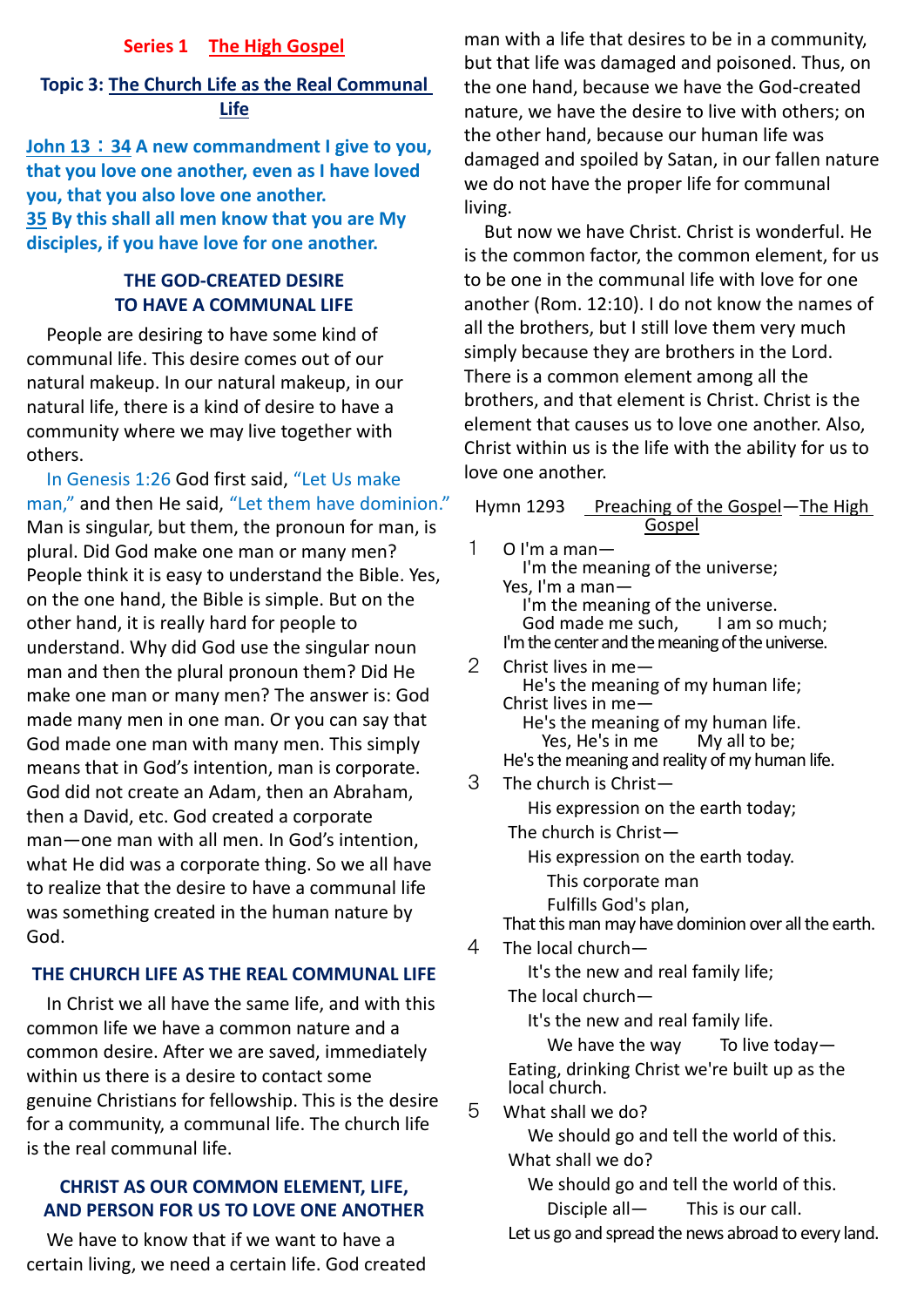**Series 1 The High Gospel**

## Topic 3: The Church Life as the Real Communal Life

**John 13：34 A new commandment I give to you, that you love one another, even as I have loved you, that you also love one another.**
**35 By this shall all men know that you are My disciples, if you have love for one another.**

### THE GOD-CREATED DESIRE TO HAVE A COMMUNAL LIFE

People are desiring to have some kind of communal life. This desire comes out of our natural makeup. In our natural makeup, in our natural life, there is a kind of desire to have a community where we may live together with others.

In Genesis 1:26 God first said, "Let Us make man," and then He said, "Let them have dominion." Man is singular, but them, the pronoun for man, is plural. Did God make one man or many men? People think it is easy to understand the Bible. Yes, on the one hand, the Bible is simple. But on the other hand, it is really hard for people to understand. Why did God use the singular noun man and then the plural pronoun them? Did He make one man or many men? The answer is: God made many men in one man. Or you can say that God made one man with many men. This simply means that in God's intention, man is corporate. God did not create an Adam, then an Abraham, then a David, etc. God created a corporate man—one man with all men. In God's intention, what He did was a corporate thing. So we all have to realize that the desire to have a communal life was something created in the human nature by God.

### THE CHURCH LIFE AS THE REAL COMMUNAL LIFE

In Christ we all have the same life, and with this common life we have a common nature and a common desire. After we are saved, immediately within us there is a desire to contact some genuine Christians for fellowship. This is the desire for a community, a communal life. The church life is the real communal life.

### CHRIST AS OUR COMMON ELEMENT, LIFE, AND PERSON FOR US TO LOVE ONE ANOTHER

We have to know that if we want to have a certain living, we need a certain life. God created man with a life that desires to be in a community, but that life was damaged and poisoned. Thus, on the one hand, because we have the God-created nature, we have the desire to live with others; on the other hand, because our human life was damaged and spoiled by Satan, in our fallen nature we do not have the proper life for communal living.

But now we have Christ. Christ is wonderful. He is the common factor, the common element, for us to be one in the communal life with love for one another (Rom. 12:10). I do not know the names of all the brothers, but I still love them very much simply because they are brothers in the Lord. There is a common element among all the brothers, and that element is Christ. Christ is the element that causes us to love one another. Also, Christ within us is the life with the ability for us to love one another.

Hymn 1293 Preaching of the Gospel—The High Gospel

1 O I'm a man—
I'm the meaning of the universe;
Yes, I'm a man—
I'm the meaning of the universe.
God made me such, I am so much;
I'm the center and the meaning of the universe.

2 Christ lives in me—
He's the meaning of my human life;
Christ lives in me—
He's the meaning of my human life.
Yes, He's in me My all to be;
He's the meaning and reality of my human life.

3 The church is Christ—
His expression on the earth today;
The church is Christ—
His expression on the earth today.
This corporate man
Fulfills God's plan,
That this man may have dominion over all the earth.

4 The local church—
It's the new and real family life;
The local church—
It's the new and real family life.
We have the way To live today—
Eating, drinking Christ we're built up as the local church.

5 What shall we do?
We should go and tell the world of this.
What shall we do?
We should go and tell the world of this.
Disciple all— This is our call.
Let us go and spread the news abroad to every land.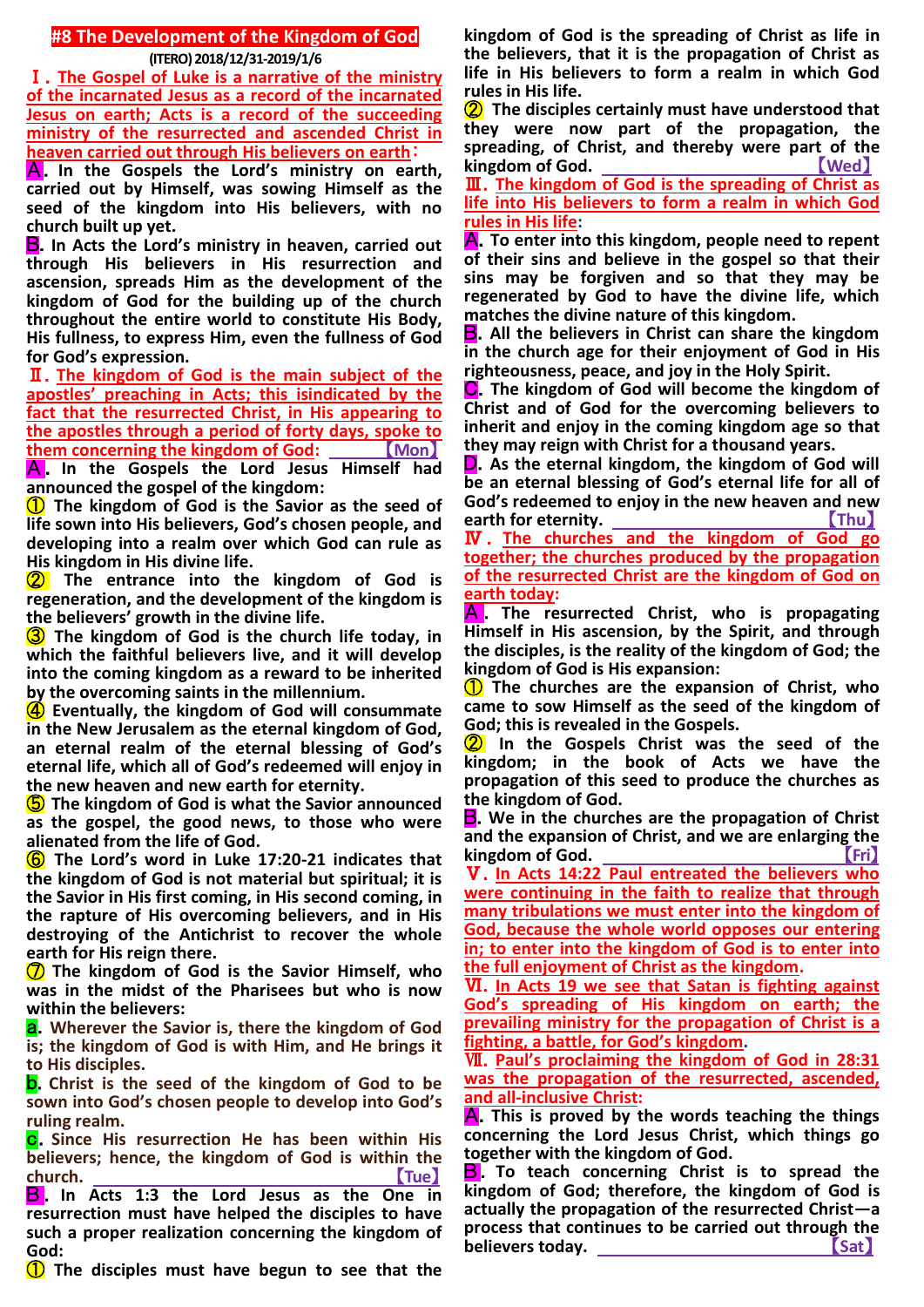# #8 The Development of the Kingdom of God

**(ITERO) 2018/12/31-2019/1/6**

**Ⅰ. The Gospel of Luke is a narrative of the ministry of the incarnated Jesus as a record of the incarnated Jesus on earth; Acts is a record of the succeeding ministry of the resurrected and ascended Christ in heaven carried out through His believers on earth:**

**A. In the Gospels the Lord's ministry on earth, carried out by Himself, was sowing Himself as the seed of the kingdom into His believers, with no church built up yet.**

**B. In Acts the Lord's ministry in heaven, carried out through His believers in His resurrection and ascension, spreads Him as the development of the kingdom of God for the building up of the church throughout the entire world to constitute His Body, His fullness, to express Him, even the fullness of God for God's expression.**

**Ⅱ. The kingdom of God is the main subject of the apostles' preaching in Acts; this isindicated by the fact that the resurrected Christ, in His appearing to the apostles through a period of forty days, spoke to them concerning the kingdom of God:** 【Mon】

**A. In the Gospels the Lord Jesus Himself had announced the gospel of the kingdom:**

**① The kingdom of God is the Savior as the seed of life sown into His believers, God's chosen people, and developing into a realm over which God can rule as His kingdom in His divine life.**

**② The entrance into the kingdom of God is regeneration, and the development of the kingdom is the believers' growth in the divine life.**

**③ The kingdom of God is the church life today, in which the faithful believers live, and it will develop into the coming kingdom as a reward to be inherited by the overcoming saints in the millennium.**

**④ Eventually, the kingdom of God will consummate in the New Jerusalem as the eternal kingdom of God, an eternal realm of the eternal blessing of God's eternal life, which all of God's redeemed will enjoy in the new heaven and new earth for eternity.**

**⑤ The kingdom of God is what the Savior announced as the gospel, the good news, to those who were alienated from the life of God.**

**⑥ The Lord's word in Luke 17:20-21 indicates that the kingdom of God is not material but spiritual; it is the Savior in His first coming, in His second coming, in the rapture of His overcoming believers, and in His destroying of the Antichrist to recover the whole earth for His reign there.**

**⑦ The kingdom of God is the Savior Himself, who was in the midst of the Pharisees but who is now within the believers:**

**a. Wherever the Savior is, there the kingdom of God is; the kingdom of God is with Him, and He brings it to His disciples.**

**b. Christ is the seed of the kingdom of God to be sown into God's chosen people to develop into God's ruling realm.**

**c. Since His resurrection He has been within His believers; hence, the kingdom of God is within the church.** 【Tue】

**B. In Acts 1:3 the Lord Jesus as the One in resurrection must have helped the disciples to have such a proper realization concerning the kingdom of God:**

**① The disciples must have begun to see that the kingdom of God is the spreading of Christ as life in the believers, that it is the propagation of Christ as life in His believers to form a realm in which God rules in His life.**

**② The disciples certainly must have understood that they were now part of the propagation, the spreading, of Christ, and thereby were part of the kingdom of God.** 【Wed】

**Ⅲ. The kingdom of God is the spreading of Christ as life into His believers to form a realm in which God rules in His life:**

**A. To enter into this kingdom, people need to repent of their sins and believe in the gospel so that their sins may be forgiven and so that they may be regenerated by God to have the divine life, which matches the divine nature of this kingdom.**

**B. All the believers in Christ can share the kingdom in the church age for their enjoyment of God in His righteousness, peace, and joy in the Holy Spirit.**

**C. The kingdom of God will become the kingdom of Christ and of God for the overcoming believers to inherit and enjoy in the coming kingdom age so that they may reign with Christ for a thousand years.**

**D. As the eternal kingdom, the kingdom of God will be an eternal blessing of God's eternal life for all of God's redeemed to enjoy in the new heaven and new earth for eternity.** 【Thu】

**Ⅳ. The churches and the kingdom of God go together; the churches produced by the propagation of the resurrected Christ are the kingdom of God on earth today:**

**A. The resurrected Christ, who is propagating Himself in His ascension, by the Spirit, and through the disciples, is the reality of the kingdom of God; the kingdom of God is His expansion:**

**① The churches are the expansion of Christ, who came to sow Himself as the seed of the kingdom of God; this is revealed in the Gospels.**

**② In the Gospels Christ was the seed of the kingdom; in the book of Acts we have the propagation of this seed to produce the churches as the kingdom of God.**

**B. We in the churches are the propagation of Christ and the expansion of Christ, and we are enlarging the kingdom of God.** 【Fri】

**Ⅴ. In Acts 14:22 Paul entreated the believers who were continuing in the faith to realize that through many tribulations we must enter into the kingdom of God, because the whole world opposes our entering in; to enter into the kingdom of God is to enter into the full enjoyment of Christ as the kingdom.**

**Ⅵ. In Acts 19 we see that Satan is fighting against God's spreading of His kingdom on earth; the prevailing ministry for the propagation of Christ is a fighting, a battle, for God's kingdom.**

**Ⅶ. Paul's proclaiming the kingdom of God in 28:31 was the propagation of the resurrected, ascended, and all-inclusive Christ:**

**A. This is proved by the words teaching the things concerning the Lord Jesus Christ, which things go together with the kingdom of God.**

**B. To teach concerning Christ is to spread the kingdom of God; therefore, the kingdom of God is actually the propagation of the resurrected Christ—a process that continues to be carried out through the believers today.** 【Sat】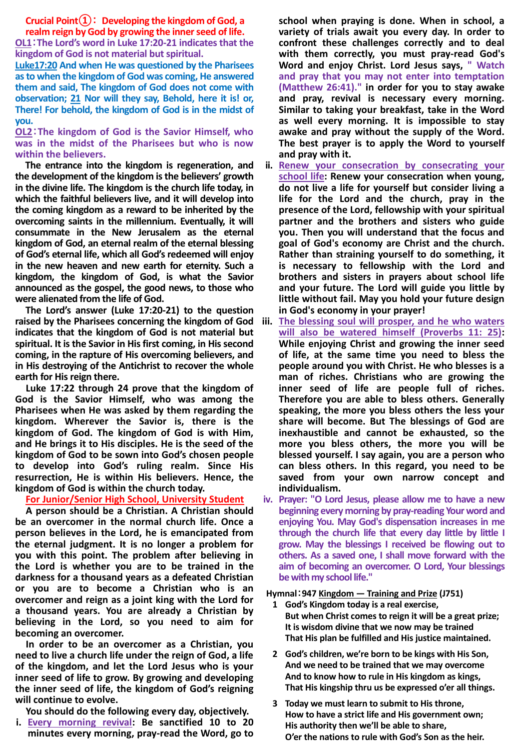**Crucial Point①：Developing the kingdom of God, a realm reign by God by growing the inner seed of life.**

**OL1：The Lord's word in Luke 17:20-21 indicates that the kingdom of God is not material but spiritual.**

**Luke17:20 And when He was questioned by the Pharisees as to when the kingdom of God was coming, He answered them and said, The kingdom of God does not come with observation; 21 Nor will they say, Behold, here it is! or, There! For behold, the kingdom of God is in the midst of you.**

**OL2：The kingdom of God is the Savior Himself, who was in the midst of the Pharisees but who is now within the believers.**

The entrance into the kingdom is regeneration, and the development of the kingdom is the believers' growth in the divine life. The kingdom is the church life today, in which the faithful believers live, and it will develop into the coming kingdom as a reward to be inherited by the overcoming saints in the millennium. Eventually, it will consummate in the New Jerusalem as the eternal kingdom of God, an eternal realm of the eternal blessing of God's eternal life, which all God's redeemed will enjoy in the new heaven and new earth for eternity. Such a kingdom, the kingdom of God, is what the Savior announced as the gospel, the good news, to those who were alienated from the life of God.

The Lord's answer (Luke 17:20-21) to the question raised by the Pharisees concerning the kingdom of God indicates that the kingdom of God is not material but spiritual. It is the Savior in His first coming, in His second coming, in the rapture of His overcoming believers, and in His destroying of the Antichrist to recover the whole earth for His reign there.

Luke 17:22 through 24 prove that the kingdom of God is the Savior Himself, who was among the Pharisees when He was asked by them regarding the kingdom. Wherever the Savior is, there is the kingdom of God. The kingdom of God is with Him, and He brings it to His disciples. He is the seed of the kingdom of God to be sown into God's chosen people to develop into God's ruling realm. Since His resurrection, He is within His believers. Hence, the kingdom of God is within the church today.

**For Junior/Senior High School, University Student**

A person should be a Christian. A Christian should be an overcomer in the normal church life. Once a person believes in the Lord, he is emancipated from the eternal judgment. It is no longer a problem for you with this point. The problem after believing in the Lord is whether you are to be trained in the darkness for a thousand years as a defeated Christian or you are to become a Christian who is an overcomer and reign as a joint king with the Lord for a thousand years. You are already a Christian by believing in the Lord, so you need to aim for becoming an overcomer.

In order to be an overcomer as a Christian, you need to live a church life under the reign of God, a life of the kingdom, and let the Lord Jesus who is your inner seed of life to grow. By growing and developing the inner seed of life, the kingdom of God's reigning will continue to evolve.

You should do the following every day, objectively.

i. **Every morning revival**: Be sanctified 10 to 20 minutes every morning, pray-read the Word, go to school when praying is done. When in school, a variety of trials await you every day. In order to confront these challenges correctly and to deal with them correctly, you must pray-read God's Word and enjoy Christ. Lord Jesus says, " Watch and pray that you may not enter into temptation (Matthew 26:41)." in order for you to stay awake and pray, revival is necessary every morning. Similar to taking your breakfast, take in the Word as well every morning. It is impossible to stay awake and pray without the supply of the Word. The best prayer is to apply the Word to yourself and pray with it.

ii. **Renew your consecration by consecrating your school life**: Renew your consecration when young, do not live a life for yourself but consider living a life for the Lord and the church, pray in the presence of the Lord, fellowship with your spiritual partner and the brothers and sisters who guide you. Then you will understand that the focus and goal of God's economy are Christ and the church. Rather than straining yourself to do something, it is necessary to fellowship with the Lord and brothers and sisters in prayers about school life and your future. The Lord will guide you little by little without fail. May you hold your future design in God's economy in your prayer!

iii. **The blessing soul will prosper, and he who waters will also be watered himself (Proverbs 11: 25)**: While enjoying Christ and growing the inner seed of life, at the same time you need to bless the people around you with Christ. He who blesses is a man of riches. Christians who are growing the inner seed of life are people full of riches. Therefore you are able to bless others. Generally speaking, the more you bless others the less your share will become. But The blessings of God are inexhaustible and cannot be exhausted, so the more you bless others, the more you will be blessed yourself. I say again, you are a person who can bless others. In this regard, you need to be saved from your own narrow concept and individualism.

iv. **Prayer: "O Lord Jesus, please allow me to have a new beginning every morning by pray-reading Your word and enjoying You. May God's dispensation increases in me through the church life that every day little by little I grow. May the blessings I received be flowing out to others. As a saved one, I shall move forward with the aim of becoming an overcomer. O Lord, Your blessings be with my school life."**

**Hymnal：947 Kingdom — Training and Prize (J751)**

1 God's Kingdom today is a real exercise,
But when Christ comes to reign it will be a great prize;
It is wisdom divine that we now may be trained
That His plan be fulfilled and His justice maintained.

2 God's children, we're born to be kings with His Son,
And we need to be trained that we may overcome
And to know how to rule in His kingdom as kings,
That His kingship thru us be expressed o'er all things.

3 Today we must learn to submit to His throne,
How to have a strict life and His government own;
His authority then we'll be able to share,
O'er the nations to rule with God's Son as the heir.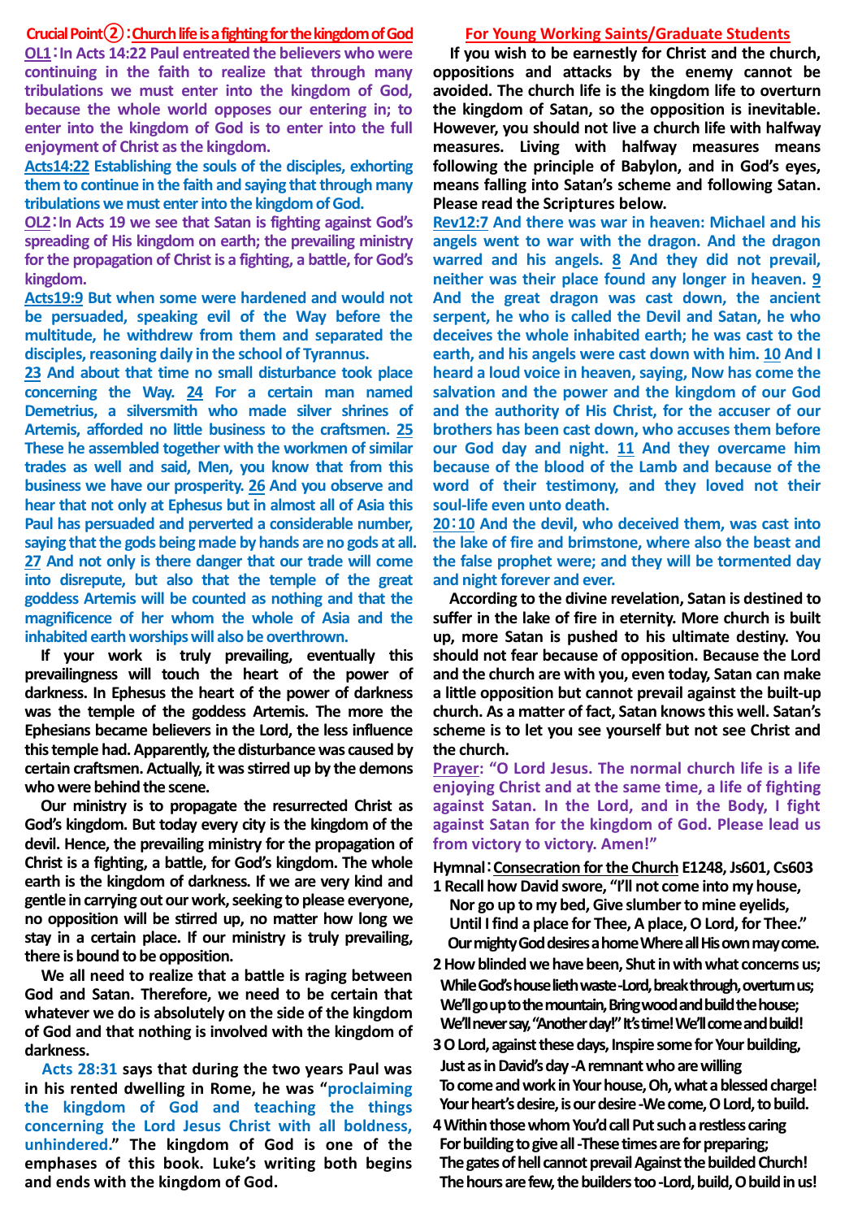## Crucial Point②：Church life is a fighting for the kingdom of God

**OL1：In Acts 14:22 Paul entreated the believers who were continuing in the faith to realize that through many tribulations we must enter into the kingdom of God, because the whole world opposes our entering in; to enter into the kingdom of God is to enter into the full enjoyment of Christ as the kingdom.**

**Acts14:22 Establishing the souls of the disciples, exhorting them to continue in the faith and saying that through many tribulations we must enter into the kingdom of God.**

**OL2：In Acts 19 we see that Satan is fighting against God's spreading of His kingdom on earth; the prevailing ministry for the propagation of Christ is a fighting, a battle, for God's kingdom.**

**Acts19:9 But when some were hardened and would not be persuaded, speaking evil of the Way before the multitude, he withdrew from them and separated the disciples, reasoning daily in the school of Tyrannus.**

**23 And about that time no small disturbance took place concerning the Way. 24 For a certain man named Demetrius, a silversmith who made silver shrines of Artemis, afforded no little business to the craftsmen. 25 These he assembled together with the workmen of similar trades as well and said, Men, you know that from this business we have our prosperity. 26 And you observe and hear that not only at Ephesus but in almost all of Asia this Paul has persuaded and perverted a considerable number, saying that the gods being made by hands are no gods at all. 27 And not only is there danger that our trade will come into disrepute, but also that the temple of the great goddess Artemis will be counted as nothing and that the magnificence of her whom the whole of Asia and the inhabited earth worships will also be overthrown.**

If your work is truly prevailing, eventually this prevailingness will touch the heart of the power of darkness. In Ephesus the heart of the power of darkness was the temple of the goddess Artemis. The more the Ephesians became believers in the Lord, the less influence this temple had. Apparently, the disturbance was caused by certain craftsmen. Actually, it was stirred up by the demons who were behind the scene.

Our ministry is to propagate the resurrected Christ as God's kingdom. But today every city is the kingdom of the devil. Hence, the prevailing ministry for the propagation of Christ is a fighting, a battle, for God's kingdom. The whole earth is the kingdom of darkness. If we are very kind and gentle in carrying out our work, seeking to please everyone, no opposition will be stirred up, no matter how long we stay in a certain place. If our ministry is truly prevailing, there is bound to be opposition.

We all need to realize that a battle is raging between God and Satan. Therefore, we need to be certain that whatever we do is absolutely on the side of the kingdom of God and that nothing is involved with the kingdom of darkness.

**Acts 28:31** says that during the two years Paul was in his rented dwelling in Rome, he was "**proclaiming the kingdom of God and teaching the things concerning the Lord Jesus Christ with all boldness, unhindered.**" The kingdom of God is one of the emphases of this book. Luke's writing both begins and ends with the kingdom of God.

## For Young Working Saints/Graduate Students

**If you wish to be earnestly for Christ and the church, oppositions and attacks by the enemy cannot be avoided. The church life is the kingdom life to overturn the kingdom of Satan, so the opposition is inevitable. However, you should not live a church life with halfway measures. Living with halfway measures means following the principle of Babylon, and in God's eyes, means falling into Satan's scheme and following Satan. Please read the Scriptures below.**

**Rev12:7 And there was war in heaven: Michael and his angels went to war with the dragon. And the dragon warred and his angels. 8 And they did not prevail, neither was their place found any longer in heaven. 9 And the great dragon was cast down, the ancient serpent, he who is called the Devil and Satan, he who deceives the whole inhabited earth; he was cast to the earth, and his angels were cast down with him. 10 And I heard a loud voice in heaven, saying, Now has come the salvation and the power and the kingdom of our God and the authority of His Christ, for the accuser of our brothers has been cast down, who accuses them before our God day and night. 11 And they overcame him because of the blood of the Lamb and because of the word of their testimony, and they loved not their soul-life even unto death.**

**20：10 And the devil, who deceived them, was cast into the lake of fire and brimstone, where also the beast and the false prophet were; and they will be tormented day and night forever and ever.**

**According to the divine revelation, Satan is destined to suffer in the lake of fire in eternity. More church is built up, more Satan is pushed to his ultimate destiny. You should not fear because of opposition. Because the Lord and the church are with you, even today, Satan can make a little opposition but cannot prevail against the built-up church. As a matter of fact, Satan knows this well. Satan's scheme is to let you see yourself but not see Christ and the church.**

**Prayer: "O Lord Jesus. The normal church life is a life enjoying Christ and at the same time, a life of fighting against Satan. In the Lord, and in the Body, I fight against Satan for the kingdom of God. Please lead us from victory to victory. Amen!"**

**Hymnal：Consecration for the Church E1248, Js601, Cs603**

**1 Recall how David swore, "I'll not come into my house,
Nor go up to my bed, Give slumber to mine eyelids,
Until I find a place for Thee, A place, O Lord, for Thee."
Our mighty God desires a home Where all His own may come.**

**2 How blinded we have been, Shut in with what concerns us;
While God's house lieth waste -Lord, break through, overturn us;
We'll go up to the mountain, Bring wood and build the house;
We'll never say, "Another day!" It's time! We'll come and build!**

**3 O Lord, against these days, Inspire some for Your building,
Just as in David's day -A remnant who are willing
To come and work in Your house, Oh, what a blessed charge!
Your heart's desire, is our desire -We come, O Lord, to build.**

**4 Within those whom You'd call Put such a restless caring
For building to give all -These times are for preparing;
The gates of hell cannot prevail Against the builded Church!
The hours are few, the builders too -Lord, build, O build in us!**